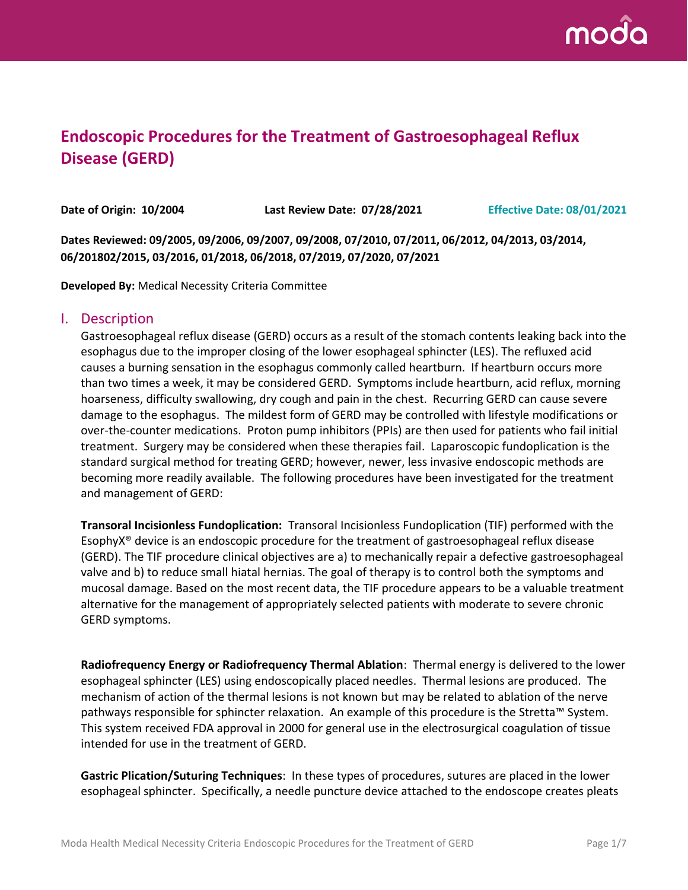# Endoscopic Procedures for the Treatment of Gastroesophageal Reflux Disease (GERD)

**Date of Origin: 10/2004** **Last Review Date: 07/28/2021** **Effective Date: 08/01/2021**

**Dates Reviewed: 09/2005, 09/2006, 09/2007, 09/2008, 07/2010, 07/2011, 06/2012, 04/2013, 03/2014, 06/201802/2015, 03/2016, 01/2018, 06/2018, 07/2019, 07/2020, 07/2021**

**Developed By:** Medical Necessity Criteria Committee

## I. Description

Gastroesophageal reflux disease (GERD) occurs as a result of the stomach contents leaking back into the esophagus due to the improper closing of the lower esophageal sphincter (LES). The refluxed acid causes a burning sensation in the esophagus commonly called heartburn. If heartburn occurs more than two times a week, it may be considered GERD. Symptoms include heartburn, acid reflux, morning hoarseness, difficulty swallowing, dry cough and pain in the chest. Recurring GERD can cause severe damage to the esophagus. The mildest form of GERD may be controlled with lifestyle modifications or over-the-counter medications. Proton pump inhibitors (PPIs) are then used for patients who fail initial treatment. Surgery may be considered when these therapies fail. Laparoscopic fundoplication is the standard surgical method for treating GERD; however, newer, less invasive endoscopic methods are becoming more readily available. The following procedures have been investigated for the treatment and management of GERD:

**Transoral Incisionless Fundoplication:** Transoral Incisionless Fundoplication (TIF) performed with the EsophyX® device is an endoscopic procedure for the treatment of gastroesophageal reflux disease (GERD). The TIF procedure clinical objectives are a) to mechanically repair a defective gastroesophageal valve and b) to reduce small hiatal hernias. The goal of therapy is to control both the symptoms and mucosal damage. Based on the most recent data, the TIF procedure appears to be a valuable treatment alternative for the management of appropriately selected patients with moderate to severe chronic GERD symptoms.

**Radiofrequency Energy or Radiofrequency Thermal Ablation**: Thermal energy is delivered to the lower esophageal sphincter (LES) using endoscopically placed needles. Thermal lesions are produced. The mechanism of action of the thermal lesions is not known but may be related to ablation of the nerve pathways responsible for sphincter relaxation. An example of this procedure is the Stretta™ System. This system received FDA approval in 2000 for general use in the electrosurgical coagulation of tissue intended for use in the treatment of GERD.

**Gastric Plication/Suturing Techniques**: In these types of procedures, sutures are placed in the lower esophageal sphincter. Specifically, a needle puncture device attached to the endoscope creates pleats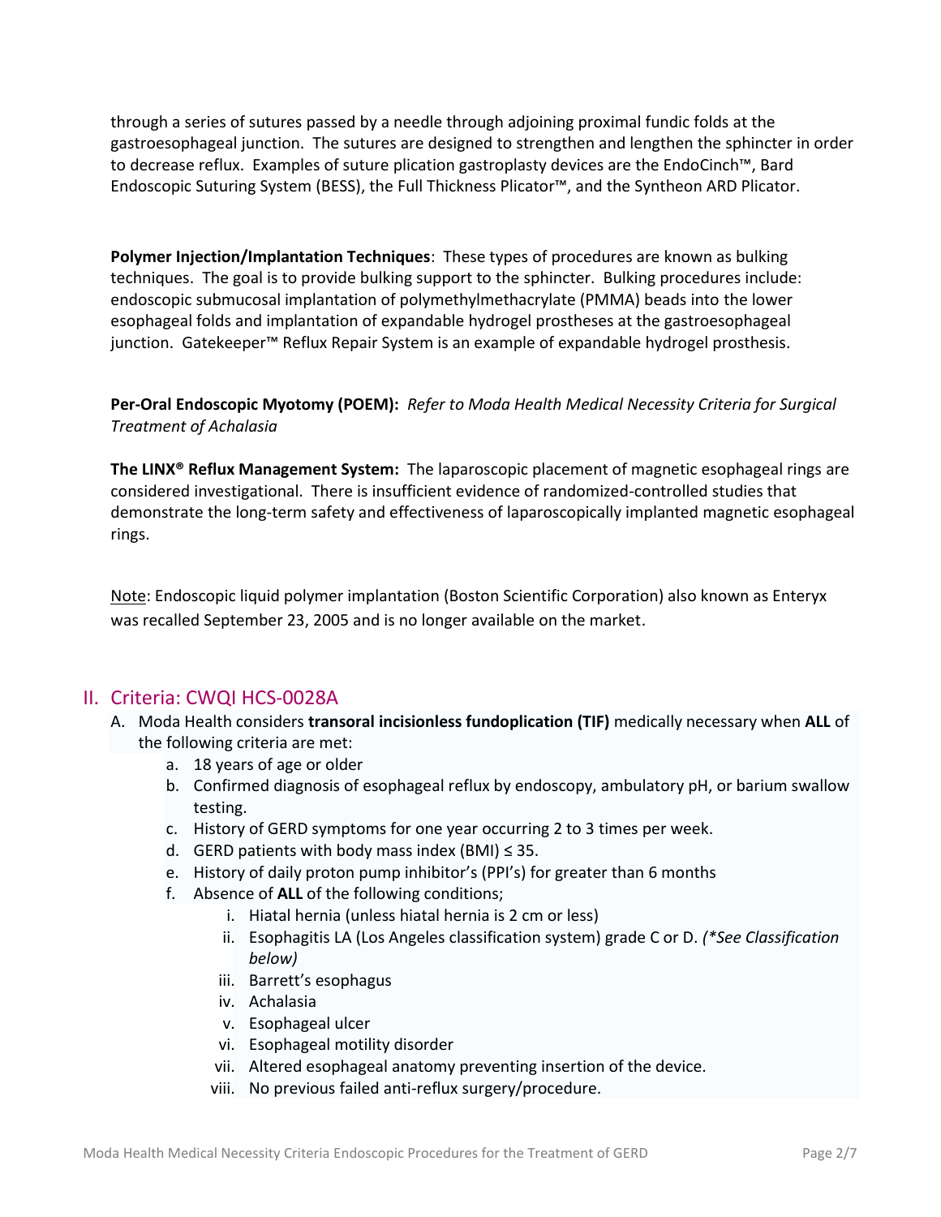through a series of sutures passed by a needle through adjoining proximal fundic folds at the gastroesophageal junction. The sutures are designed to strengthen and lengthen the sphincter in order to decrease reflux. Examples of suture plication gastroplasty devices are the EndoCinch™, Bard Endoscopic Suturing System (BESS), the Full Thickness Plicator™, and the Syntheon ARD Plicator.

**Polymer Injection/Implantation Techniques**: These types of procedures are known as bulking techniques. The goal is to provide bulking support to the sphincter. Bulking procedures include: endoscopic submucosal implantation of polymethylmethacrylate (PMMA) beads into the lower esophageal folds and implantation of expandable hydrogel prostheses at the gastroesophageal junction. Gatekeeper™ Reflux Repair System is an example of expandable hydrogel prosthesis.

**Per-Oral Endoscopic Myotomy (POEM):** *Refer to Moda Health Medical Necessity Criteria for Surgical Treatment of Achalasia*

**The LINX® Reflux Management System:** The laparoscopic placement of magnetic esophageal rings are considered investigational. There is insufficient evidence of randomized-controlled studies that demonstrate the long-term safety and effectiveness of laparoscopically implanted magnetic esophageal rings.

<u>Note</u>: Endoscopic liquid polymer implantation (Boston Scientific Corporation) also known as Enteryx was recalled September 23, 2005 and is no longer available on the market.

## II. Criteria: CWQI HCS-0028A

A. Moda Health considers **transoral incisionless fundoplication (TIF)** medically necessary when **ALL** of the following criteria are met:
   a. 18 years of age or older
   b. Confirmed diagnosis of esophageal reflux by endoscopy, ambulatory pH, or barium swallow testing.
   c. History of GERD symptoms for one year occurring 2 to 3 times per week.
   d. GERD patients with body mass index (BMI) ≤ 35.
   e. History of daily proton pump inhibitor's (PPI's) for greater than 6 months
   f. Absence of **ALL** of the following conditions;
      i. Hiatal hernia (unless hiatal hernia is 2 cm or less)
      ii. Esophagitis LA (Los Angeles classification system) grade C or D. *(*See Classification below)*
      iii. Barrett's esophagus
      iv. Achalasia
      v. Esophageal ulcer
      vi. Esophageal motility disorder
      vii. Altered esophageal anatomy preventing insertion of the device.
      viii. No previous failed anti-reflux surgery/procedure.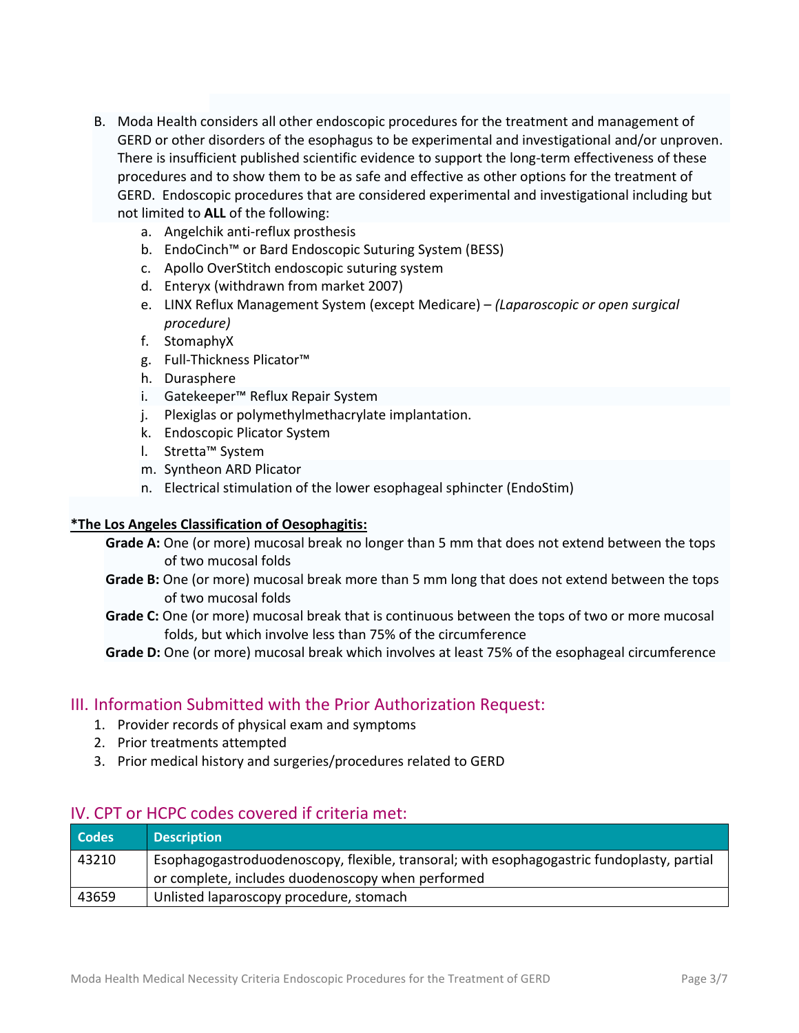B. Moda Health considers all other endoscopic procedures for the treatment and management of GERD or other disorders of the esophagus to be experimental and investigational and/or unproven. There is insufficient published scientific evidence to support the long-term effectiveness of these procedures and to show them to be as safe and effective as other options for the treatment of GERD. Endoscopic procedures that are considered experimental and investigational including but not limited to **ALL** of the following:
   a. Angelchik anti-reflux prosthesis
   b. EndoCinch™ or Bard Endoscopic Suturing System (BESS)
   c. Apollo OverStitch endoscopic suturing system
   d. Enteryx (withdrawn from market 2007)
   e. LINX Reflux Management System (except Medicare) – *(Laparoscopic or open surgical procedure)*
   f. StomaphyX
   g. Full-Thickness Plicator™
   h. Durasphere
   i. Gatekeeper™ Reflux Repair System
   j. Plexiglas or polymethylmethacrylate implantation.
   k. Endoscopic Plicator System
   l. Stretta™ System
   m. Syntheon ARD Plicator
   n. Electrical stimulation of the lower esophageal sphincter (EndoStim)

**<u>*The Los Angeles Classification of Oesophagitis:</u>**

**Grade A:** One (or more) mucosal break no longer than 5 mm that does not extend between the tops of two mucosal folds

**Grade B:** One (or more) mucosal break more than 5 mm long that does not extend between the tops of two mucosal folds

**Grade C:** One (or more) mucosal break that is continuous between the tops of two or more mucosal folds, but which involve less than 75% of the circumference

**Grade D:** One (or more) mucosal break which involves at least 75% of the esophageal circumference

## III. Information Submitted with the Prior Authorization Request:

1. Provider records of physical exam and symptoms
2. Prior treatments attempted
3. Prior medical history and surgeries/procedures related to GERD

## IV. CPT or HCPC codes covered if criteria met:

| Codes | Description |
|---|---|
| 43210 | Esophagogastroduodenoscopy, flexible, transoral; with esophagogastric fundoplasty, partial or complete, includes duodenoscopy when performed |
| 43659 | Unlisted laparoscopy procedure, stomach |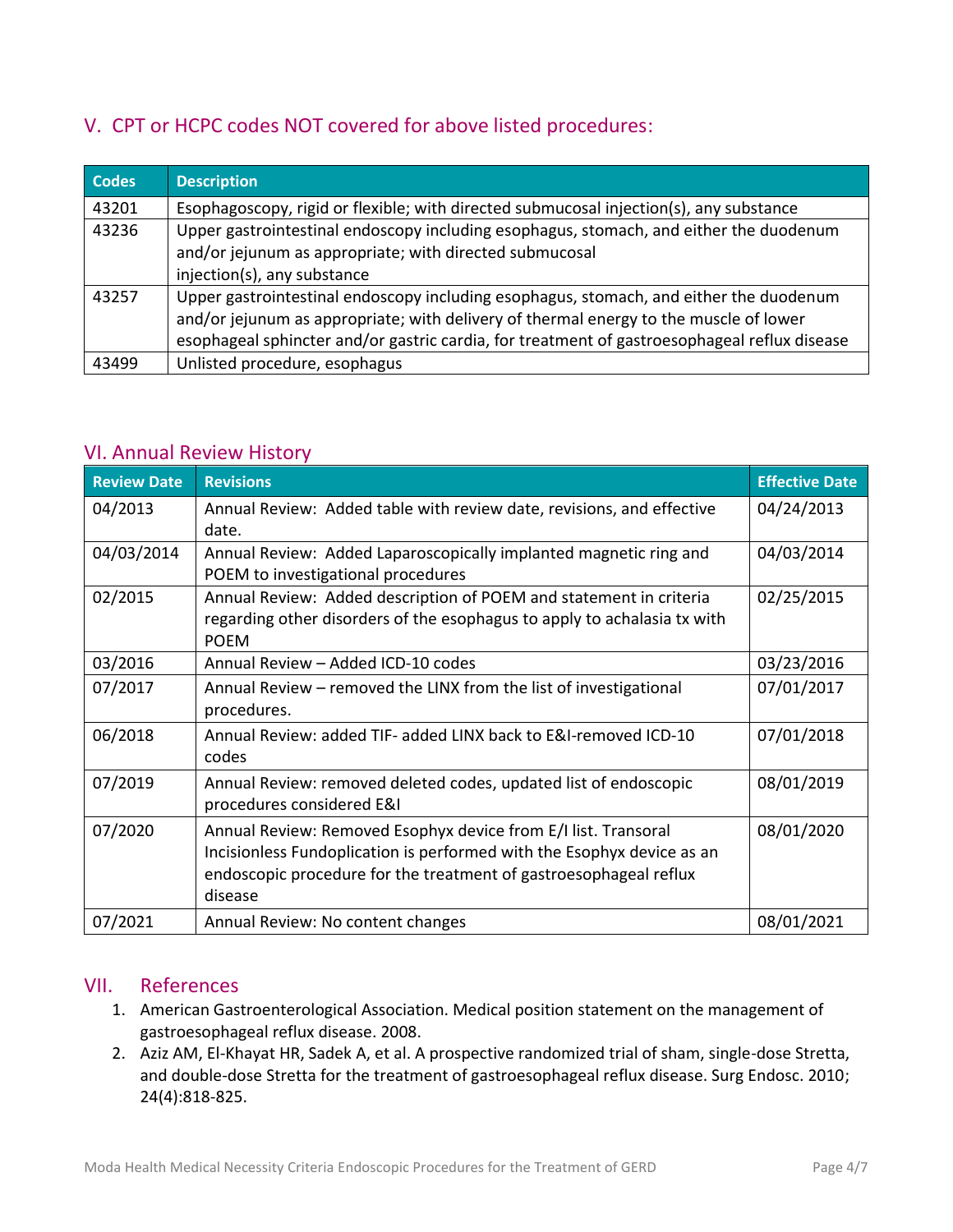## V. CPT or HCPC codes NOT covered for above listed procedures:

| Codes | Description |
|---|---|
| 43201 | Esophagoscopy, rigid or flexible; with directed submucosal injection(s), any substance |
| 43236 | Upper gastrointestinal endoscopy including esophagus, stomach, and either the duodenum and/or jejunum as appropriate; with directed submucosal injection(s), any substance |
| 43257 | Upper gastrointestinal endoscopy including esophagus, stomach, and either the duodenum and/or jejunum as appropriate; with delivery of thermal energy to the muscle of lower esophageal sphincter and/or gastric cardia, for treatment of gastroesophageal reflux disease |
| 43499 | Unlisted procedure, esophagus |

## VI. Annual Review History

| Review Date | Revisions | Effective Date |
|---|---|---|
| 04/2013 | Annual Review: Added table with review date, revisions, and effective date. | 04/24/2013 |
| 04/03/2014 | Annual Review: Added Laparoscopically implanted magnetic ring and POEM to investigational procedures | 04/03/2014 |
| 02/2015 | Annual Review: Added description of POEM and statement in criteria regarding other disorders of the esophagus to apply to achalasia tx with POEM | 02/25/2015 |
| 03/2016 | Annual Review – Added ICD-10 codes | 03/23/2016 |
| 07/2017 | Annual Review – removed the LINX from the list of investigational procedures. | 07/01/2017 |
| 06/2018 | Annual Review: added TIF- added LINX back to E&I-removed ICD-10 codes | 07/01/2018 |
| 07/2019 | Annual Review: removed deleted codes, updated list of endoscopic procedures considered E&I | 08/01/2019 |
| 07/2020 | Annual Review: Removed Esophyx device from E/I list. Transoral Incisionless Fundoplication is performed with the Esophyx device as an endoscopic procedure for the treatment of gastroesophageal reflux disease | 08/01/2020 |
| 07/2021 | Annual Review: No content changes | 08/01/2021 |

## VII. References

1. American Gastroenterological Association. Medical position statement on the management of gastroesophageal reflux disease. 2008.
2. Aziz AM, El-Khayat HR, Sadek A, et al. A prospective randomized trial of sham, single-dose Stretta, and double-dose Stretta for the treatment of gastroesophageal reflux disease. Surg Endosc. 2010; 24(4):818-825.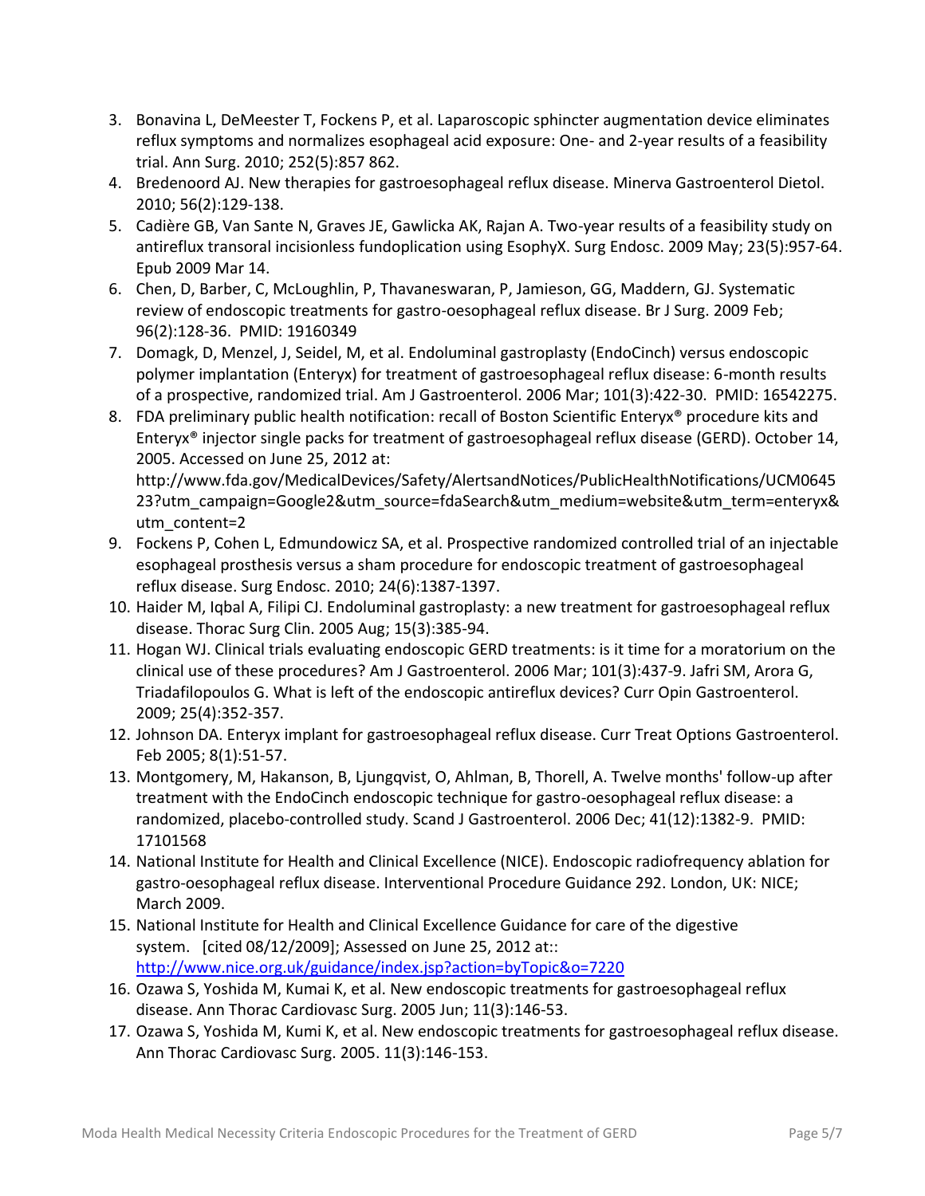3. Bonavina L, DeMeester T, Fockens P, et al. Laparoscopic sphincter augmentation device eliminates reflux symptoms and normalizes esophageal acid exposure: One- and 2-year results of a feasibility trial. Ann Surg. 2010; 252(5):857 862.
4. Bredenoord AJ. New therapies for gastroesophageal reflux disease. Minerva Gastroenterol Dietol. 2010; 56(2):129-138.
5. Cadière GB, Van Sante N, Graves JE, Gawlicka AK, Rajan A. Two-year results of a feasibility study on antireflux transoral incisionless fundoplication using EsophyX. Surg Endosc. 2009 May; 23(5):957-64. Epub 2009 Mar 14.
6. Chen, D, Barber, C, McLoughlin, P, Thavaneswaran, P, Jamieson, GG, Maddern, GJ. Systematic review of endoscopic treatments for gastro-oesophageal reflux disease. Br J Surg. 2009 Feb; 96(2):128-36. PMID: 19160349
7. Domagk, D, Menzel, J, Seidel, M, et al. Endoluminal gastroplasty (EndoCinch) versus endoscopic polymer implantation (Enteryx) for treatment of gastroesophageal reflux disease: 6-month results of a prospective, randomized trial. Am J Gastroenterol. 2006 Mar; 101(3):422-30. PMID: 16542275.
8. FDA preliminary public health notification: recall of Boston Scientific Enteryx® procedure kits and Enteryx® injector single packs for treatment of gastroesophageal reflux disease (GERD). October 14, 2005. Accessed on June 25, 2012 at: http://www.fda.gov/MedicalDevices/Safety/AlertsandNotices/PublicHealthNotifications/UCM064523?utm_campaign=Google2&utm_source=fdaSearch&utm_medium=website&utm_term=enteryx&utm_content=2
9. Fockens P, Cohen L, Edmundowicz SA, et al. Prospective randomized controlled trial of an injectable esophageal prosthesis versus a sham procedure for endoscopic treatment of gastroesophageal reflux disease. Surg Endosc. 2010; 24(6):1387-1397.
10. Haider M, Iqbal A, Filipi CJ. Endoluminal gastroplasty: a new treatment for gastroesophageal reflux disease. Thorac Surg Clin. 2005 Aug; 15(3):385-94.
11. Hogan WJ. Clinical trials evaluating endoscopic GERD treatments: is it time for a moratorium on the clinical use of these procedures? Am J Gastroenterol. 2006 Mar; 101(3):437-9. Jafri SM, Arora G, Triadafilopoulos G. What is left of the endoscopic antireflux devices? Curr Opin Gastroenterol. 2009; 25(4):352-357.
12. Johnson DA. Enteryx implant for gastroesophageal reflux disease. Curr Treat Options Gastroenterol. Feb 2005; 8(1):51-57.
13. Montgomery, M, Hakanson, B, Ljungqvist, O, Ahlman, B, Thorell, A. Twelve months' follow-up after treatment with the EndoCinch endoscopic technique for gastro-oesophageal reflux disease: a randomized, placebo-controlled study. Scand J Gastroenterol. 2006 Dec; 41(12):1382-9. PMID: 17101568
14. National Institute for Health and Clinical Excellence (NICE). Endoscopic radiofrequency ablation for gastro-oesophageal reflux disease. Interventional Procedure Guidance 292. London, UK: NICE; March 2009.
15. National Institute for Health and Clinical Excellence Guidance for care of the digestive system. [cited 08/12/2009]; Assessed on June 25, 2012 at:: [http://www.nice.org.uk/guidance/index.jsp?action=byTopic&o=7220](http://www.nice.org.uk/guidance/index.jsp?action=byTopic&o=7220)
16. Ozawa S, Yoshida M, Kumai K, et al. New endoscopic treatments for gastroesophageal reflux disease. Ann Thorac Cardiovasc Surg. 2005 Jun; 11(3):146-53.
17. Ozawa S, Yoshida M, Kumi K, et al. New endoscopic treatments for gastroesophageal reflux disease. Ann Thorac Cardiovasc Surg. 2005. 11(3):146-153.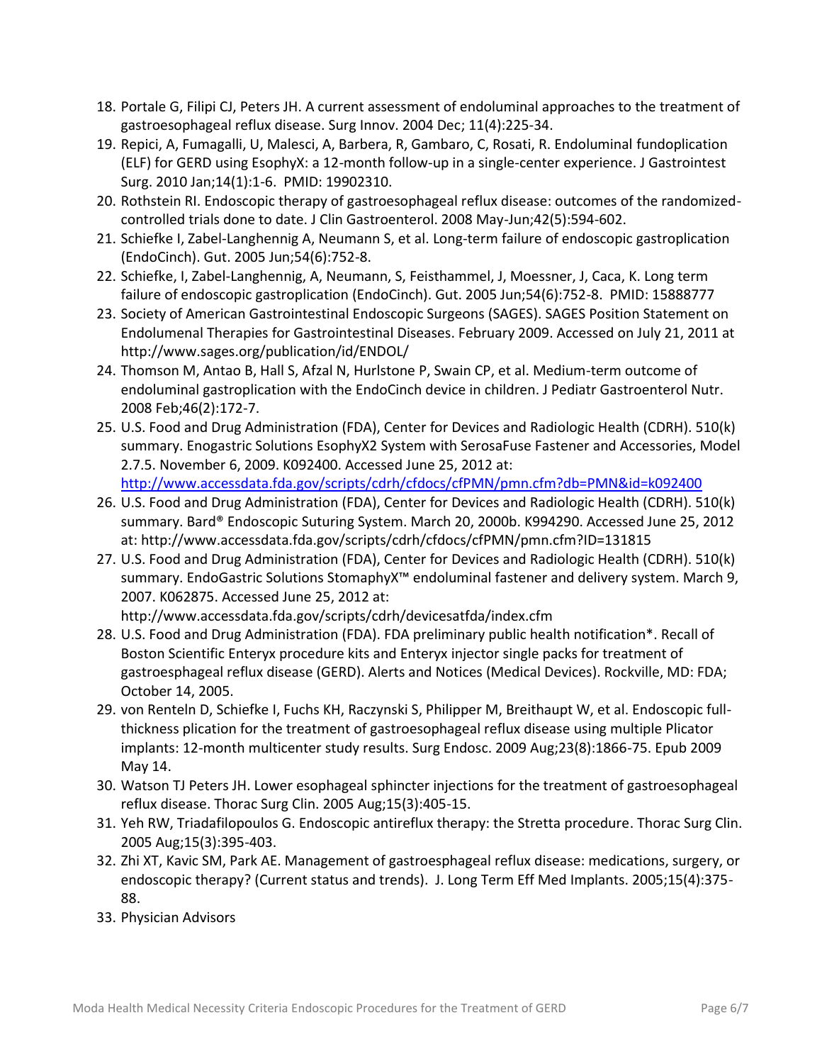18. Portale G, Filipi CJ, Peters JH. A current assessment of endoluminal approaches to the treatment of gastroesophageal reflux disease. Surg Innov. 2004 Dec; 11(4):225-34.
19. Repici, A, Fumagalli, U, Malesci, A, Barbera, R, Gambaro, C, Rosati, R. Endoluminal fundoplication (ELF) for GERD using EsophyX: a 12-month follow-up in a single-center experience. J Gastrointest Surg. 2010 Jan;14(1):1-6. PMID: 19902310.
20. Rothstein RI. Endoscopic therapy of gastroesophageal reflux disease: outcomes of the randomized-controlled trials done to date. J Clin Gastroenterol. 2008 May-Jun;42(5):594-602.
21. Schiefke I, Zabel-Langhennig A, Neumann S, et al. Long-term failure of endoscopic gastroplication (EndoCinch). Gut. 2005 Jun;54(6):752-8.
22. Schiefke, I, Zabel-Langhennig, A, Neumann, S, Feisthammel, J, Moessner, J, Caca, K. Long term failure of endoscopic gastroplication (EndoCinch). Gut. 2005 Jun;54(6):752-8. PMID: 15888777
23. Society of American Gastrointestinal Endoscopic Surgeons (SAGES). SAGES Position Statement on Endolumenal Therapies for Gastrointestinal Diseases. February 2009. Accessed on July 21, 2011 at http://www.sages.org/publication/id/ENDOL/
24. Thomson M, Antao B, Hall S, Afzal N, Hurlstone P, Swain CP, et al. Medium-term outcome of endoluminal gastroplication with the EndoCinch device in children. J Pediatr Gastroenterol Nutr. 2008 Feb;46(2):172-7.
25. U.S. Food and Drug Administration (FDA), Center for Devices and Radiologic Health (CDRH). 510(k) summary. Enogastric Solutions EsophyX2 System with SerosaFuse Fastener and Accessories, Model 2.7.5. November 6, 2009. K092400. Accessed June 25, 2012 at: http://www.accessdata.fda.gov/scripts/cdrh/cfdocs/cfPMN/pmn.cfm?db=PMN&id=k092400
26. U.S. Food and Drug Administration (FDA), Center for Devices and Radiologic Health (CDRH). 510(k) summary. Bard® Endoscopic Suturing System. March 20, 2000b. K994290. Accessed June 25, 2012 at: http://www.accessdata.fda.gov/scripts/cdrh/cfdocs/cfPMN/pmn.cfm?ID=131815
27. U.S. Food and Drug Administration (FDA), Center for Devices and Radiologic Health (CDRH). 510(k) summary. EndoGastric Solutions StomaphyX™ endoluminal fastener and delivery system. March 9, 2007. K062875. Accessed June 25, 2012 at: http://www.accessdata.fda.gov/scripts/cdrh/devicesatfda/index.cfm
28. U.S. Food and Drug Administration (FDA). FDA preliminary public health notification*. Recall of Boston Scientific Enteryx procedure kits and Enteryx injector single packs for treatment of gastroesphageal reflux disease (GERD). Alerts and Notices (Medical Devices). Rockville, MD: FDA; October 14, 2005.
29. von Renteln D, Schiefke I, Fuchs KH, Raczynski S, Philipper M, Breithaupt W, et al. Endoscopic full-thickness plication for the treatment of gastroesophageal reflux disease using multiple Plicator implants: 12-month multicenter study results. Surg Endosc. 2009 Aug;23(8):1866-75. Epub 2009 May 14.
30. Watson TJ Peters JH. Lower esophageal sphincter injections for the treatment of gastroesophageal reflux disease. Thorac Surg Clin. 2005 Aug;15(3):405-15.
31. Yeh RW, Triadafilopoulos G. Endoscopic antireflux therapy: the Stretta procedure. Thorac Surg Clin. 2005 Aug;15(3):395-403.
32. Zhi XT, Kavic SM, Park AE. Management of gastroesphageal reflux disease: medications, surgery, or endoscopic therapy? (Current status and trends). J. Long Term Eff Med Implants. 2005;15(4):375-88.
33. Physician Advisors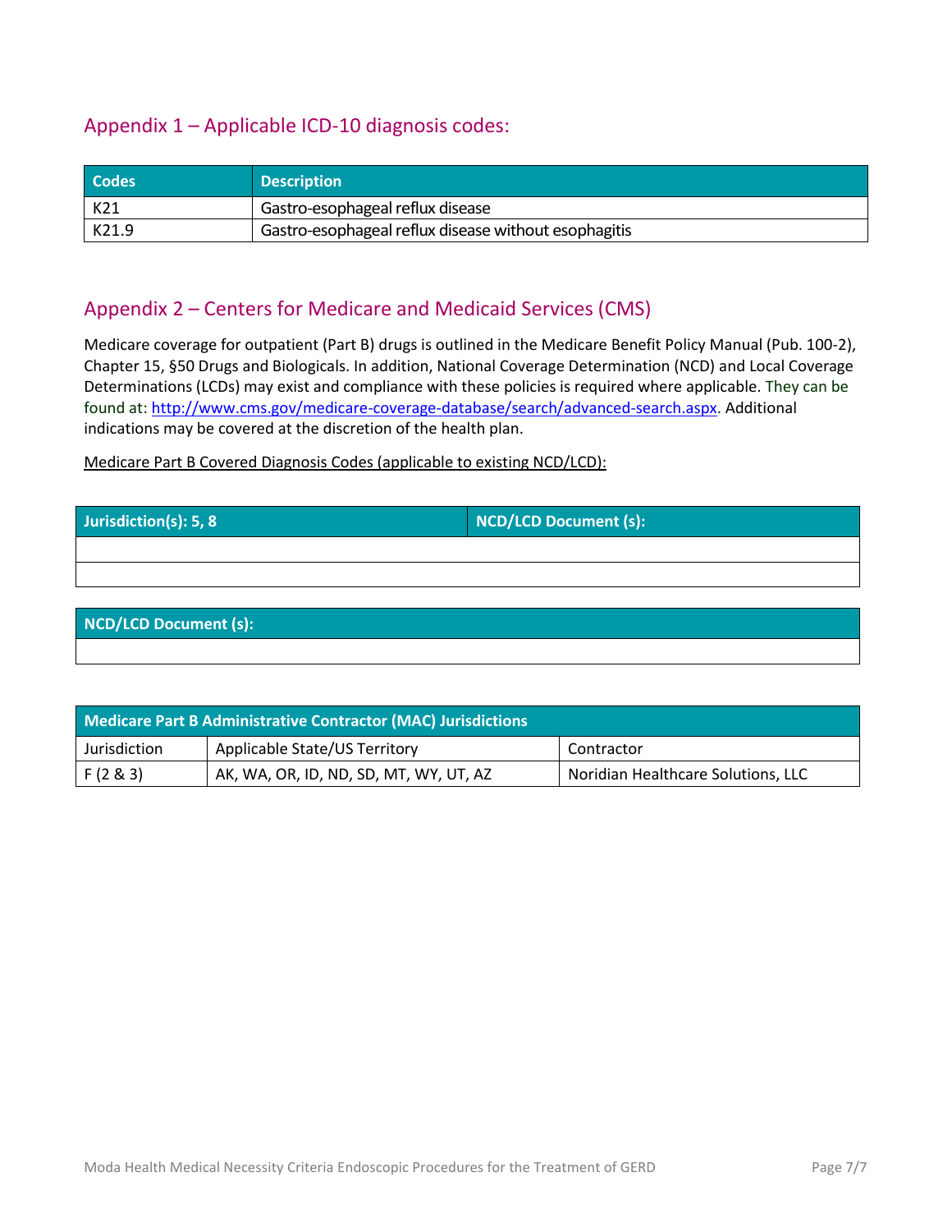## Appendix 1 – Applicable ICD-10 diagnosis codes:

| Codes | Description |
|---|---|
| K21 | Gastro-esophageal reflux disease |
| K21.9 | Gastro-esophageal reflux disease without esophagitis |

## Appendix 2 – Centers for Medicare and Medicaid Services (CMS)

Medicare coverage for outpatient (Part B) drugs is outlined in the Medicare Benefit Policy Manual (Pub. 100-2), Chapter 15, §50 Drugs and Biologicals. In addition, National Coverage Determination (NCD) and Local Coverage Determinations (LCDs) may exist and compliance with these policies is required where applicable. They can be found at: http://www.cms.gov/medicare-coverage-database/search/advanced-search.aspx. Additional indications may be covered at the discretion of the health plan.

Medicare Part B Covered Diagnosis Codes (applicable to existing NCD/LCD):

| Jurisdiction(s): 5, 8 | NCD/LCD Document (s): |
|---|---|
| | |
| | |

| NCD/LCD Document (s): |
|---|
| |

| Medicare Part B Administrative Contractor (MAC) Jurisdictions | | |
|---|---|---|
| Jurisdiction | Applicable State/US Territory | Contractor |
| F (2 & 3) | AK, WA, OR, ID, ND, SD, MT, WY, UT, AZ | Noridian Healthcare Solutions, LLC |